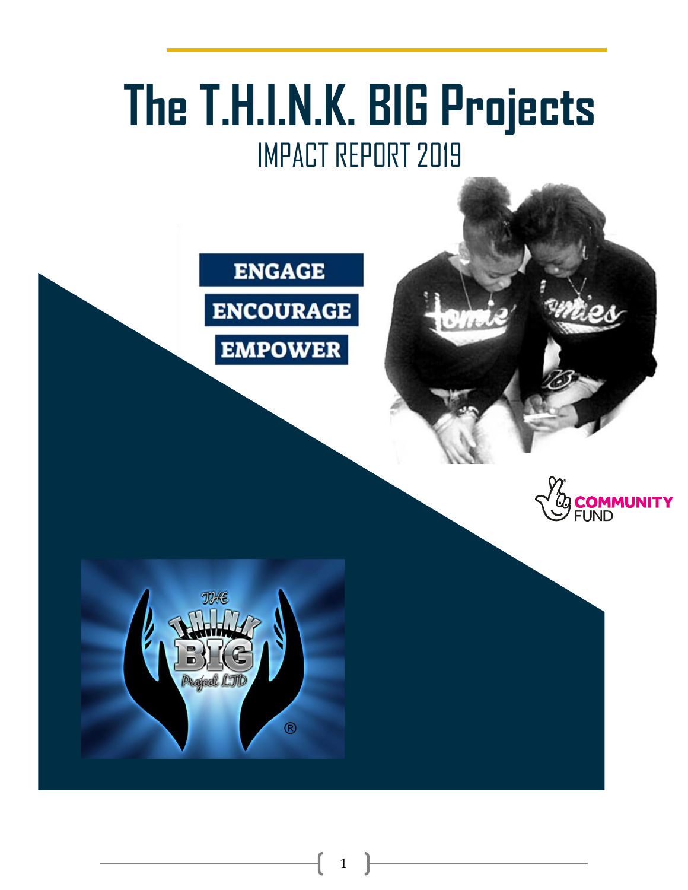# The T.H.I.N.K. BIG Projects

## IMPACT REPORT 2019

ENGAGE

ENCOURAGE

EMPOWER

COMMUNITY FUND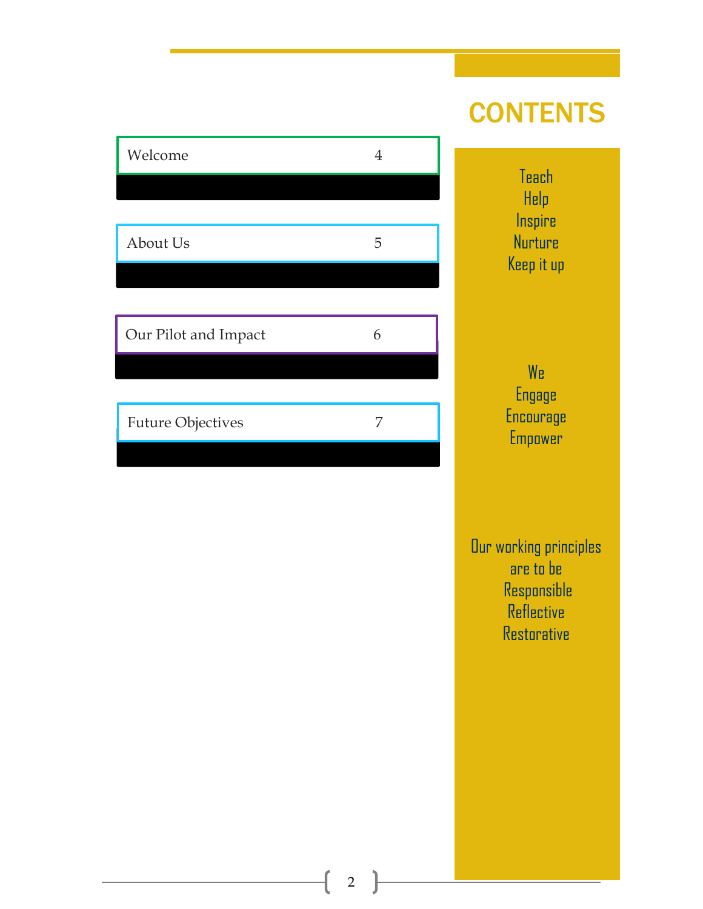# CONTENTS

| | |
|---|---|
| Welcome | 4 |
| About Us | 5 |
| Our Pilot and Impact | 6 |
| Future Objectives | 7 |

Teach
Help
Inspire
Nurture
Keep it up

We
Engage
Encourage
Empower

Our working principles are to be
Responsible
Reflective
Restorative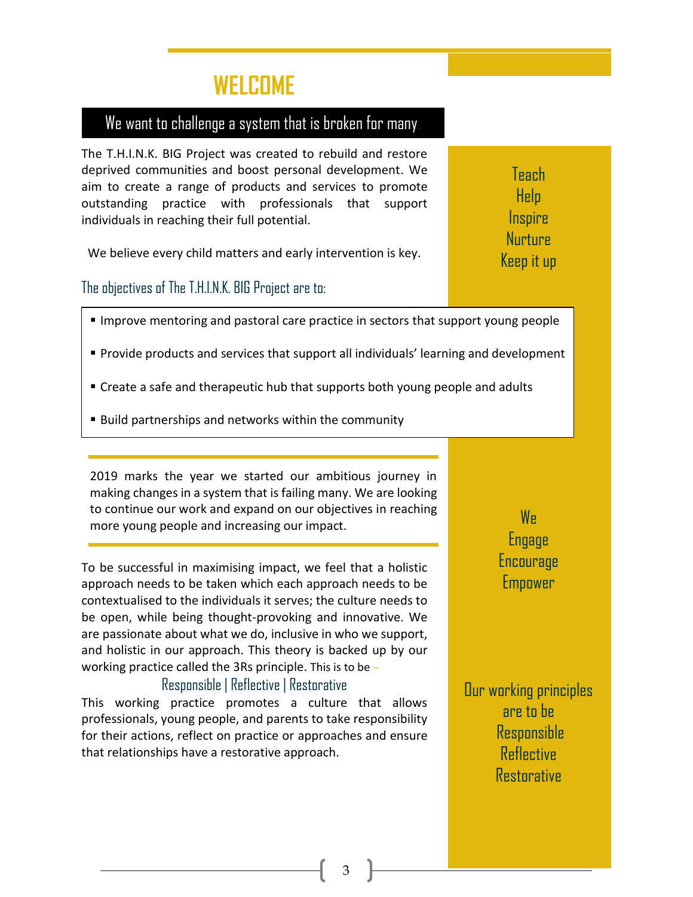# WELCOME

## We want to challenge a system that is broken for many.

The T.H.I.N.K. BIG Project was created to rebuild and restore deprived communities and boost personal development. We aim to create a range of products and services to promote outstanding practice with professionals that support individuals in reaching their full potential.

We believe every child matters and early intervention is key.

### The objectives of The T.H.I.N.K. BIG Project are to:

- Improve mentoring and pastoral care practice in sectors that support young people
- Provide products and services that support all individuals' learning and development
- Create a safe and therapeutic hub that supports both young people and adults
- Build partnerships and networks within the community

2019 marks the year we started our ambitious journey in making changes in a system that is failing many. We are looking to continue our work and expand on our objectives in reaching more young people and increasing our impact.

To be successful in maximising impact, we feel that a holistic approach needs to be taken which each approach needs to be contextualised to the individuals it serves; the culture needs to be open, while being thought-provoking and innovative. We are passionate about what we do, inclusive in who we support, and holistic in our approach. This theory is backed up by our working practice called the 3Rs principle. This is to be –

Responsible | Reflective | Restorative

This working practice promotes a culture that allows professionals, young people, and parents to take responsibility for their actions, reflect on practice or approaches and ensure that relationships have a restorative approach.

Teach
Help
Inspire
Nurture
Keep it up

We
Engage
Encourage
Empower

Our working principles are to be
Responsible
Reflective
Restorative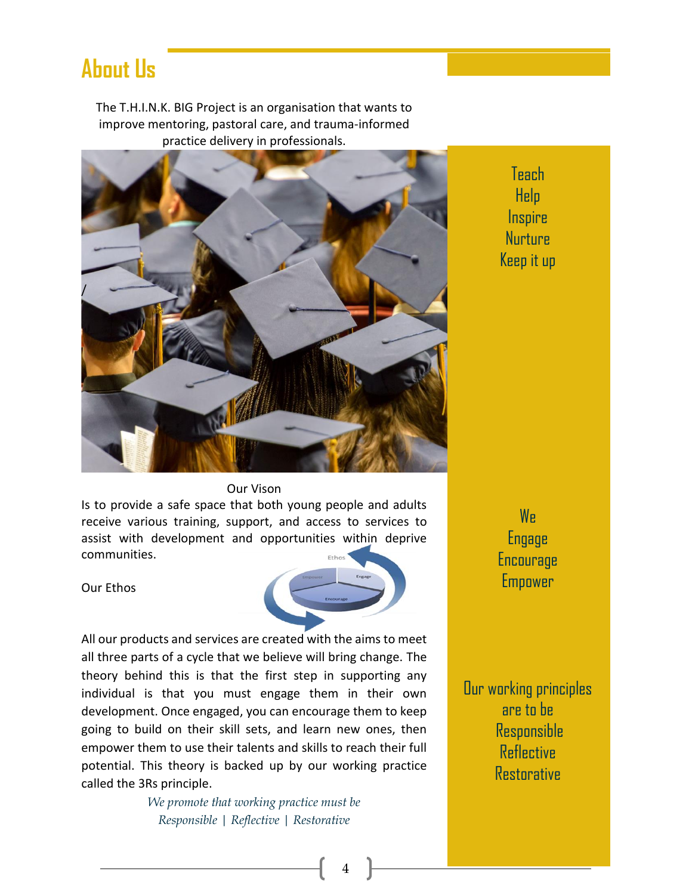# About Us

The T.H.I.N.K. BIG Project is an organisation that wants to improve mentoring, pastoral care, and trauma-informed practice delivery in professionals.

Teach
Help
Inspire
Nurture
Keep it up

Our Vison

Is to provide a safe space that both young people and adults receive various training, support, and access to services to assist with development and opportunities within deprive communities.

We
Engage
Encourage
Empower

Our Ethos

All our products and services are created with the aims to meet all three parts of a cycle that we believe will bring change. The theory behind this is that the first step in supporting any individual is that you must engage them in their own development. Once engaged, you can encourage them to keep going to build on their skill sets, and learn new ones, then empower them to use their talents and skills to reach their full potential. This theory is backed up by our working practice called the 3Rs principle.

*We promote that working practice must be Responsible | Reflective | Restorative*

Our working principles are to be
Responsible
Reflective
Restorative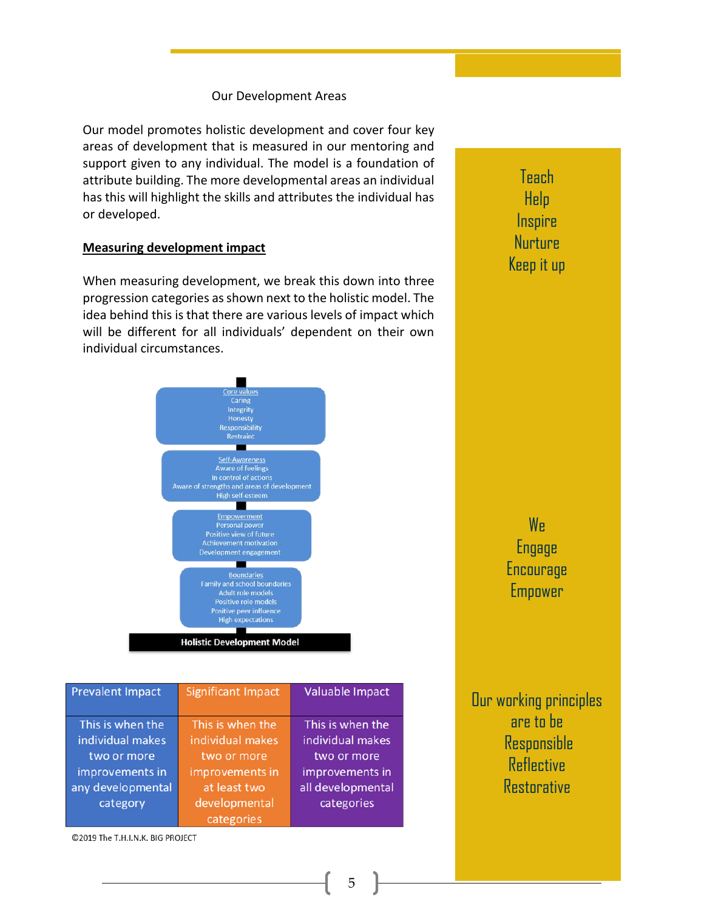Our Development Areas

Our model promotes holistic development and cover four key areas of development that is measured in our mentoring and support given to any individual. The model is a foundation of attribute building. The more developmental areas an individual has this will highlight the skills and attributes the individual has or developed.

**Measuring development impact**

When measuring development, we break this down into three progression categories as shown next to the holistic model. The idea behind this is that there are various levels of impact which will be different for all individuals' dependent on their own individual circumstances.

Core values
Caring
Integrity
Honesty
Responsibility
Restraint

Self-Awareness
Aware of feelings
In control of actions
Aware of strengths and areas of development
High self-esteem

Empowerment
Personal power
Positive view of future
Achievement motivation
Development engagement

Boundaries
Family and school boundaries
Adult role models
Positive role models
Positive peer influence
High expectations

**Holistic Development Model**

| Prevalent Impact | Significant Impact | Valuable Impact |
|---|---|---|
| This is when the individual makes two or more improvements in any developmental category | This is when the individual makes two or more improvements in at least two developmental categories | This is when the individual makes two or more improvements in all developmental categories |

©2019 The T.H.I.N.K. BIG PROJECT

Teach
Help
Inspire
Nurture
Keep it up

We
Engage
Encourage
Empower

Our working principles are to be
Responsible
Reflective
Restorative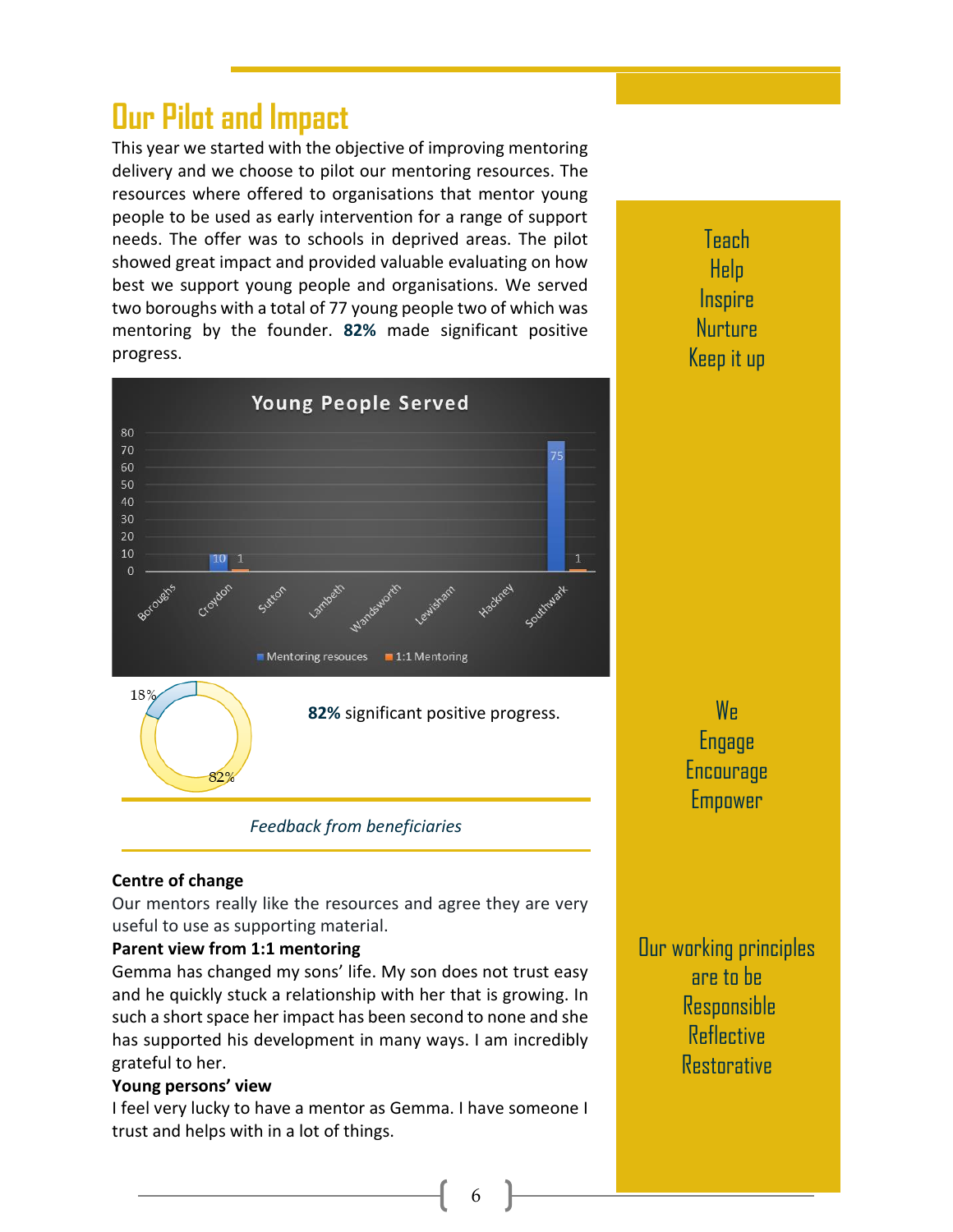# Our Pilot and Impact

This year we started with the objective of improving mentoring delivery and we choose to pilot our mentoring resources. The resources where offered to organisations that mentor young people to be used as early intervention for a range of support needs. The offer was to schools in deprived areas. The pilot showed great impact and provided valuable evaluating on how best we support young people and organisations. We served two boroughs with a total of 77 young people two of which was mentoring by the founder. **82%** made significant positive progress.

**Young People Served**

| Boroughs | Mentoring resouces | 1:1 Mentoring |
|---|---|---|
| Croydon | 10 | 1 |
| Sutton | | |
| Lambeth | | |
| Wandsworth | | |
| Lewisham | | |
| Hackney | | |
| Southwark | 75 | 1 |

18% / 82%

**82%** significant positive progress.

*Feedback from beneficiaries*

**Centre of change**

Our mentors really like the resources and agree they are very useful to use as supporting material.

**Parent view from 1:1 mentoring**

Gemma has changed my sons' life. My son does not trust easy and he quickly stuck a relationship with her that is growing. In such a short space her impact has been second to none and she has supported his development in many ways. I am incredibly grateful to her.

**Young persons' view**

I feel very lucky to have a mentor as Gemma. I have someone I trust and helps with in a lot of things.

Teach
Help
Inspire
Nurture
Keep it up

We
Engage
Encourage
Empower

Our working principles are to be
Responsible
Reflective
Restorative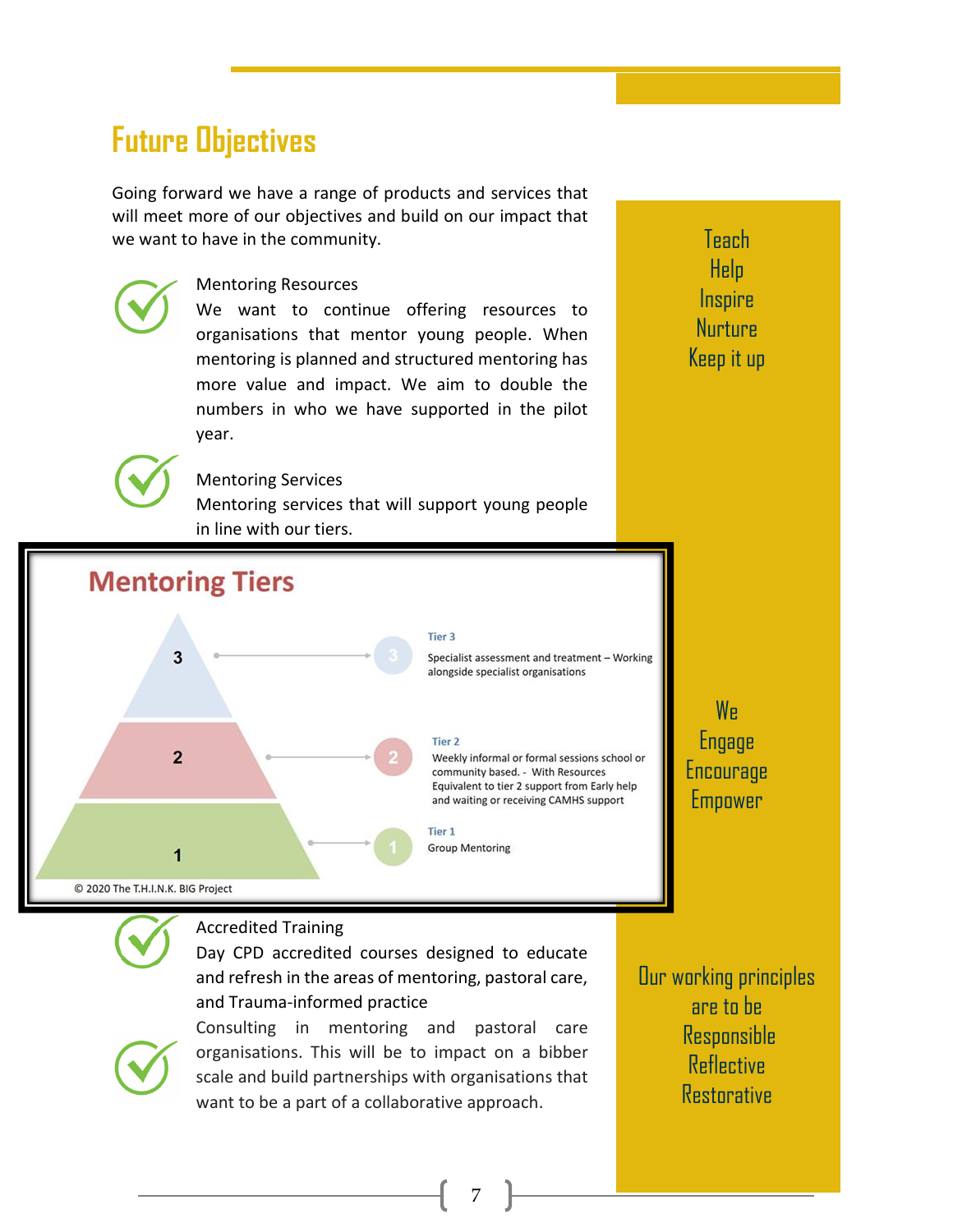# Future Objectives

Going forward we have a range of products and services that will meet more of our objectives and build on our impact that we want to have in the community.

Mentoring Resources
We want to continue offering resources to organisations that mentor young people. When mentoring is planned and structured mentoring has more value and impact. We aim to double the numbers in who we have supported in the pilot year.

Mentoring Services
Mentoring services that will support young people in line with our tiers.

## Mentoring Tiers

3

2

1

Tier 3
Specialist assessment and treatment – Working alongside specialist organisations

Tier 2
Weekly informal or formal sessions school or community based. - With Resources
Equivalent to tier 2 support from Early help and waiting or receiving CAMHS support

Tier 1
Group Mentoring

© 2020 The T.H.I.N.K. BIG Project

Accredited Training
Day CPD accredited courses designed to educate and refresh in the areas of mentoring, pastoral care, and Trauma-informed practice

Consulting in mentoring and pastoral care organisations. This will be to impact on a bibber scale and build partnerships with organisations that want to be a part of a collaborative approach.

Teach
Help
Inspire
Nurture
Keep it up

We
Engage
Encourage
Empower

Our working principles are to be
Responsible
Reflective
Restorative